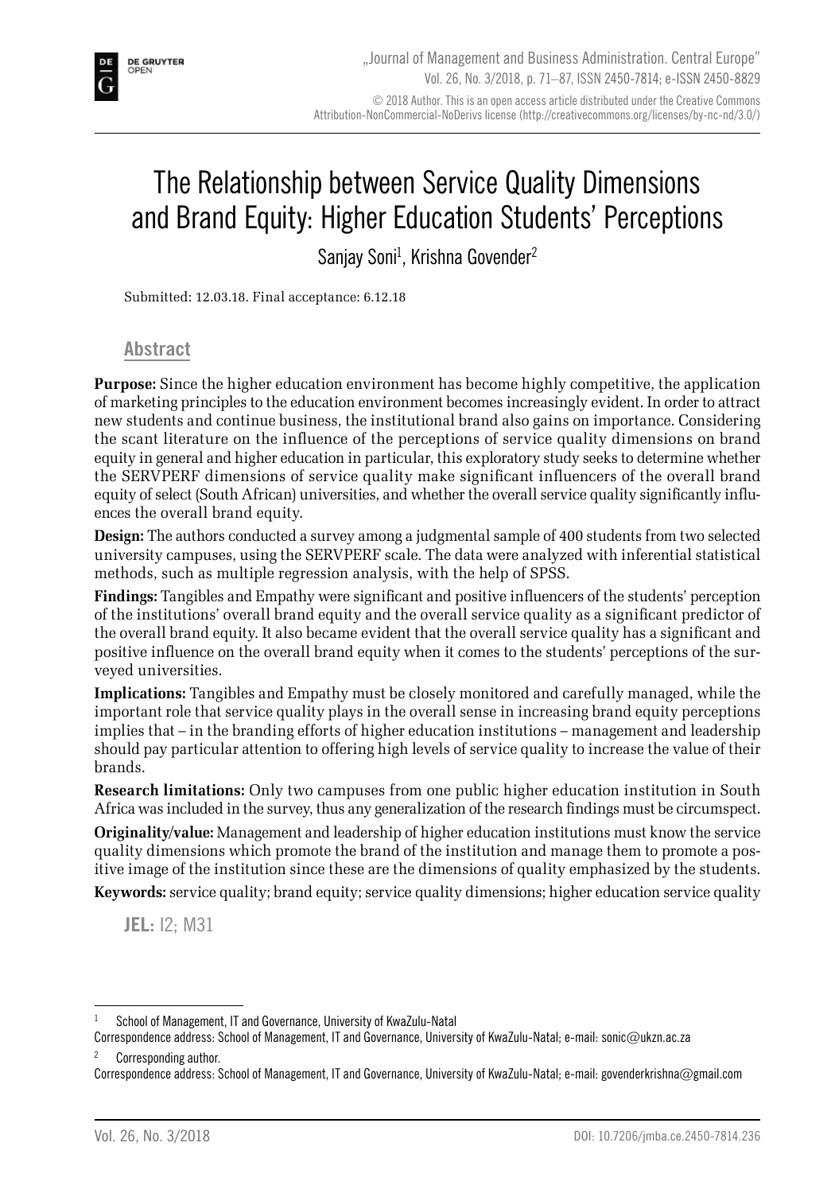# The Relationship between Service Quality Dimensions and Brand Equity: Higher Education Students' Perceptions

Sanjay Soni[1], Krishna Govender[2]

Submitted: 12.03.18. Final acceptance: 6.12.18

## Abstract

**Purpose:** Since the higher education environment has become highly competitive, the application of marketing principles to the education environment becomes increasingly evident. In order to attract new students and continue business, the institutional brand also gains on importance. Considering the scant literature on the influence of the perceptions of service quality dimensions on brand equity in general and higher education in particular, this exploratory study seeks to determine whether the SERVPERF dimensions of service quality make significant influencers of the overall brand equity of select (South African) universities, and whether the overall service quality significantly influences the overall brand equity.

**Design:** The authors conducted a survey among a judgmental sample of 400 students from two selected university campuses, using the SERVPERF scale. The data were analyzed with inferential statistical methods, such as multiple regression analysis, with the help of SPSS.

**Findings:** Tangibles and Empathy were significant and positive influencers of the students' perception of the institutions' overall brand equity and the overall service quality as a significant predictor of the overall brand equity. It also became evident that the overall service quality has a significant and positive influence on the overall brand equity when it comes to the students' perceptions of the surveyed universities.

**Implications:** Tangibles and Empathy must be closely monitored and carefully managed, while the important role that service quality plays in the overall sense in increasing brand equity perceptions implies that – in the branding efforts of higher education institutions – management and leadership should pay particular attention to offering high levels of service quality to increase the value of their brands.

**Research limitations:** Only two campuses from one public higher education institution in South Africa was included in the survey, thus any generalization of the research findings must be circumspect.

**Originality/value:** Management and leadership of higher education institutions must know the service quality dimensions which promote the brand of the institution and manage them to promote a positive image of the institution since these are the dimensions of quality emphasized by the students.

**Keywords:** service quality; brand equity; service quality dimensions; higher education service quality

**JEL:** I2; M31

---

[1] School of Management, IT and Governance, University of KwaZulu-Natal
Correspondence address: School of Management, IT and Governance, University of KwaZulu-Natal; e-mail: sonic@ukzn.ac.za

[2] Corresponding author.
Correspondence address: School of Management, IT and Governance, University of KwaZulu-Natal; e-mail: govenderkrishna@gmail.com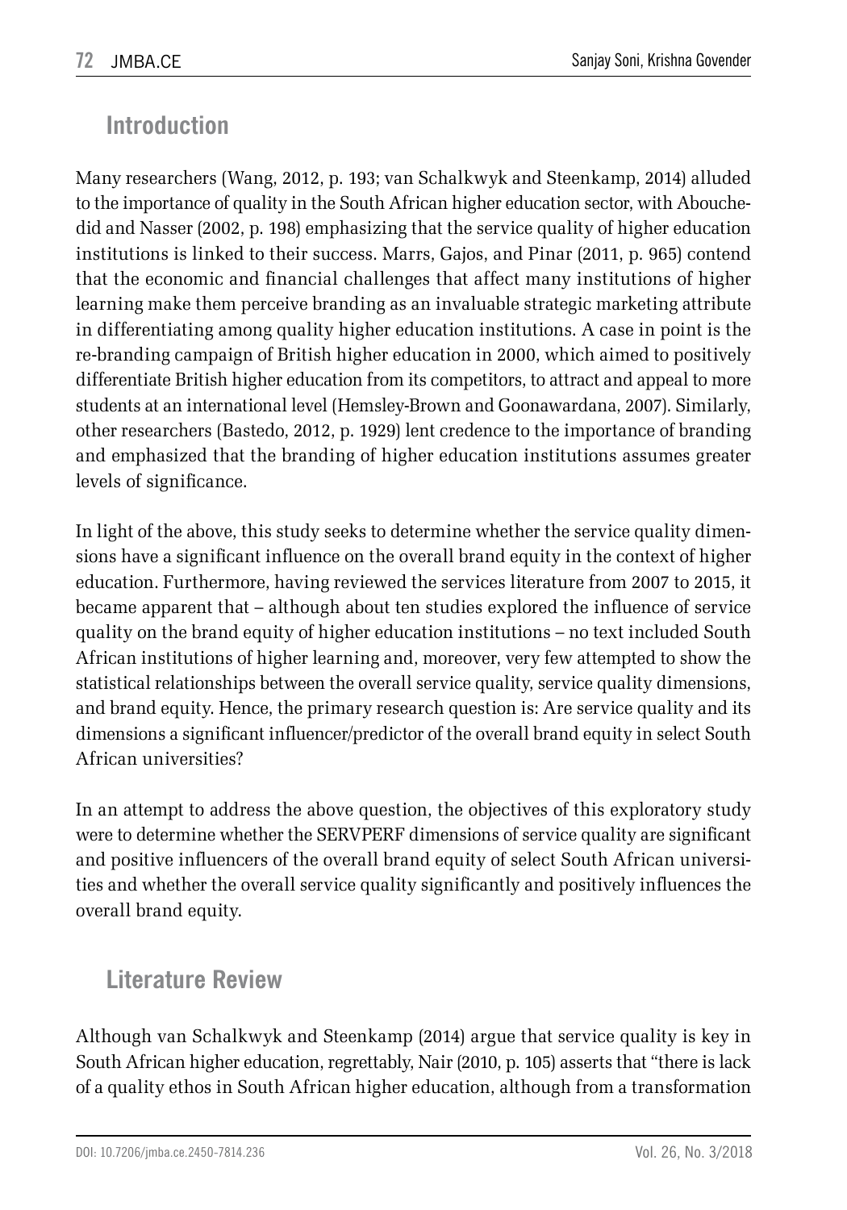## Introduction

Many researchers (Wang, 2012, p. 193; van Schalkwyk and Steenkamp, 2014) alluded to the importance of quality in the South African higher education sector, with Abouchedid and Nasser (2002, p. 198) emphasizing that the service quality of higher education institutions is linked to their success. Marrs, Gajos, and Pinar (2011, p. 965) contend that the economic and financial challenges that affect many institutions of higher learning make them perceive branding as an invaluable strategic marketing attribute in differentiating among quality higher education institutions. A case in point is the re-branding campaign of British higher education in 2000, which aimed to positively differentiate British higher education from its competitors, to attract and appeal to more students at an international level (Hemsley-Brown and Goonawardana, 2007). Similarly, other researchers (Bastedo, 2012, p. 1929) lent credence to the importance of branding and emphasized that the branding of higher education institutions assumes greater levels of significance.

In light of the above, this study seeks to determine whether the service quality dimensions have a significant influence on the overall brand equity in the context of higher education. Furthermore, having reviewed the services literature from 2007 to 2015, it became apparent that – although about ten studies explored the influence of service quality on the brand equity of higher education institutions – no text included South African institutions of higher learning and, moreover, very few attempted to show the statistical relationships between the overall service quality, service quality dimensions, and brand equity. Hence, the primary research question is: Are service quality and its dimensions a significant influencer/predictor of the overall brand equity in select South African universities?

In an attempt to address the above question, the objectives of this exploratory study were to determine whether the SERVPERF dimensions of service quality are significant and positive influencers of the overall brand equity of select South African universities and whether the overall service quality significantly and positively influences the overall brand equity.

## Literature Review

Although van Schalkwyk and Steenkamp (2014) argue that service quality is key in South African higher education, regrettably, Nair (2010, p. 105) asserts that "there is lack of a quality ethos in South African higher education, although from a transformation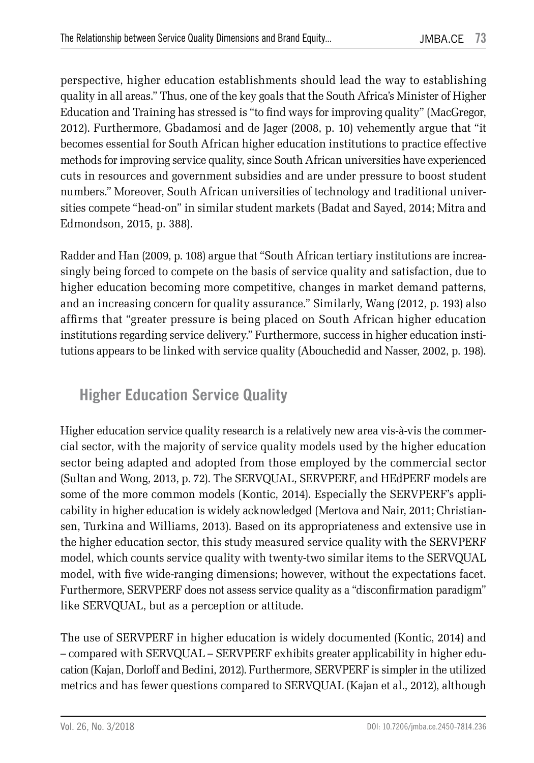perspective, higher education establishments should lead the way to establishing quality in all areas." Thus, one of the key goals that the South Africa's Minister of Higher Education and Training has stressed is "to find ways for improving quality" (MacGregor, 2012). Furthermore, Gbadamosi and de Jager (2008, p. 10) vehemently argue that "it becomes essential for South African higher education institutions to practice effective methods for improving service quality, since South African universities have experienced cuts in resources and government subsidies and are under pressure to boost student numbers." Moreover, South African universities of technology and traditional universities compete "head-on" in similar student markets (Badat and Sayed, 2014; Mitra and Edmondson, 2015, p. 388).

Radder and Han (2009, p. 108) argue that "South African tertiary institutions are increasingly being forced to compete on the basis of service quality and satisfaction, due to higher education becoming more competitive, changes in market demand patterns, and an increasing concern for quality assurance." Similarly, Wang (2012, p. 193) also affirms that "greater pressure is being placed on South African higher education institutions regarding service delivery." Furthermore, success in higher education institutions appears to be linked with service quality (Abouchedid and Nasser, 2002, p. 198).

## Higher Education Service Quality

Higher education service quality research is a relatively new area vis-à-vis the commercial sector, with the majority of service quality models used by the higher education sector being adapted and adopted from those employed by the commercial sector (Sultan and Wong, 2013, p. 72). The SERVQUAL, SERVPERF, and HEdPERF models are some of the more common models (Kontic, 2014). Especially the SERVPERF's applicability in higher education is widely acknowledged (Mertova and Nair, 2011; Christiansen, Turkina and Williams, 2013). Based on its appropriateness and extensive use in the higher education sector, this study measured service quality with the SERVPERF model, which counts service quality with twenty-two similar items to the SERVQUAL model, with five wide-ranging dimensions; however, without the expectations facet. Furthermore, SERVPERF does not assess service quality as a "disconfirmation paradigm" like SERVQUAL, but as a perception or attitude.

The use of SERVPERF in higher education is widely documented (Kontic, 2014) and – compared with SERVQUAL – SERVPERF exhibits greater applicability in higher education (Kajan, Dorloff and Bedini, 2012). Furthermore, SERVPERF is simpler in the utilized metrics and has fewer questions compared to SERVQUAL (Kajan et al., 2012), although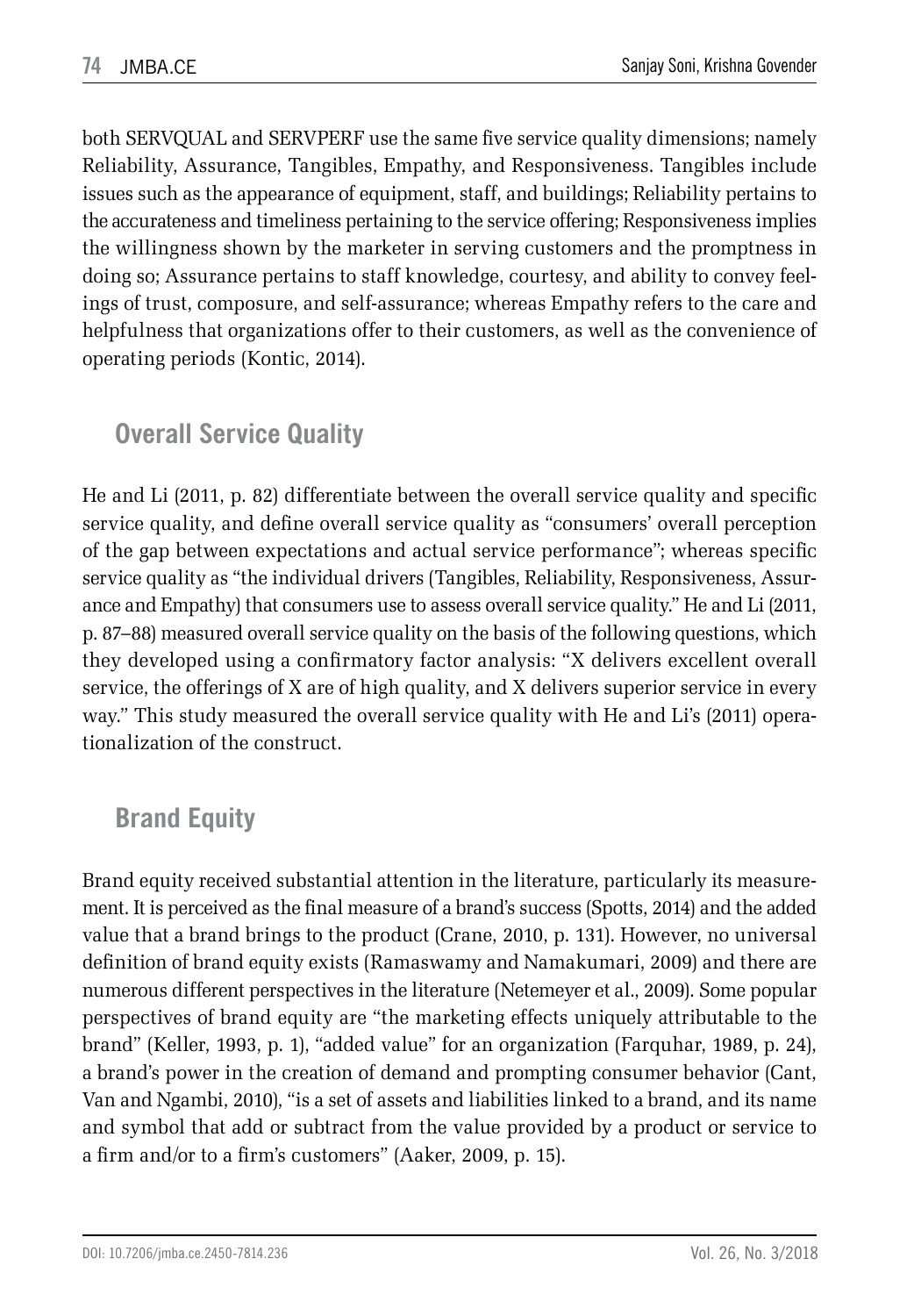both SERVQUAL and SERVPERF use the same five service quality dimensions; namely Reliability, Assurance, Tangibles, Empathy, and Responsiveness. Tangibles include issues such as the appearance of equipment, staff, and buildings; Reliability pertains to the accurateness and timeliness pertaining to the service offering; Responsiveness implies the willingness shown by the marketer in serving customers and the promptness in doing so; Assurance pertains to staff knowledge, courtesy, and ability to convey feelings of trust, composure, and self-assurance; whereas Empathy refers to the care and helpfulness that organizations offer to their customers, as well as the convenience of operating periods (Kontic, 2014).

## Overall Service Quality

He and Li (2011, p. 82) differentiate between the overall service quality and specific service quality, and define overall service quality as "consumers' overall perception of the gap between expectations and actual service performance"; whereas specific service quality as "the individual drivers (Tangibles, Reliability, Responsiveness, Assurance and Empathy) that consumers use to assess overall service quality." He and Li (2011, p. 87–88) measured overall service quality on the basis of the following questions, which they developed using a confirmatory factor analysis: "X delivers excellent overall service, the offerings of X are of high quality, and X delivers superior service in every way." This study measured the overall service quality with He and Li's (2011) operationalization of the construct.

## Brand Equity

Brand equity received substantial attention in the literature, particularly its measurement. It is perceived as the final measure of a brand's success (Spotts, 2014) and the added value that a brand brings to the product (Crane, 2010, p. 131). However, no universal definition of brand equity exists (Ramaswamy and Namakumari, 2009) and there are numerous different perspectives in the literature (Netemeyer et al., 2009). Some popular perspectives of brand equity are "the marketing effects uniquely attributable to the brand" (Keller, 1993, p. 1), "added value" for an organization (Farquhar, 1989, p. 24), a brand's power in the creation of demand and prompting consumer behavior (Cant, Van and Ngambi, 2010), "is a set of assets and liabilities linked to a brand, and its name and symbol that add or subtract from the value provided by a product or service to a firm and/or to a firm's customers" (Aaker, 2009, p. 15).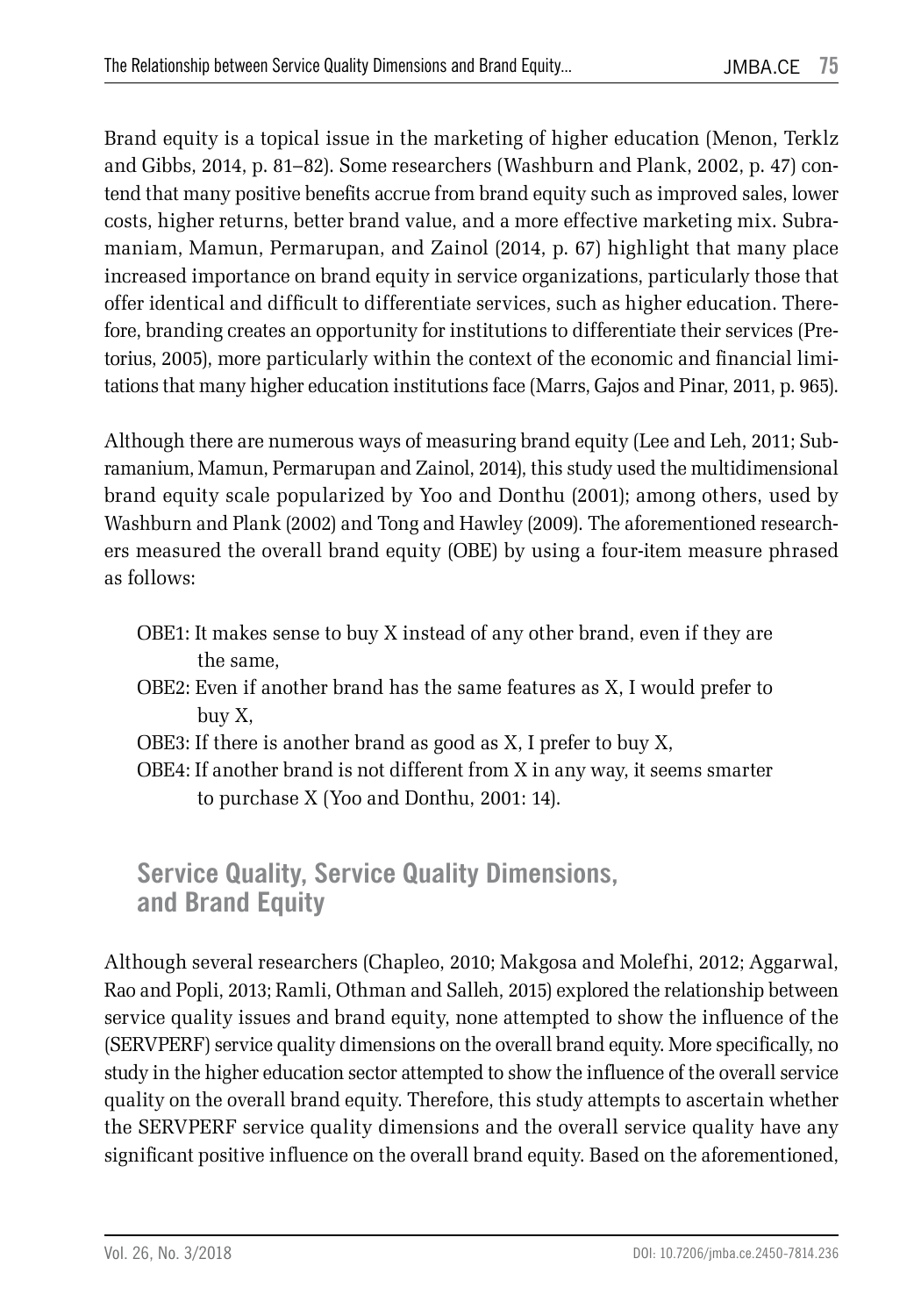Brand equity is a topical issue in the marketing of higher education (Menon, Terklz and Gibbs, 2014, p. 81–82). Some researchers (Washburn and Plank, 2002, p. 47) contend that many positive benefits accrue from brand equity such as improved sales, lower costs, higher returns, better brand value, and a more effective marketing mix. Subramaniam, Mamun, Permarupan, and Zainol (2014, p. 67) highlight that many place increased importance on brand equity in service organizations, particularly those that offer identical and difficult to differentiate services, such as higher education. Therefore, branding creates an opportunity for institutions to differentiate their services (Pretorius, 2005), more particularly within the context of the economic and financial limitations that many higher education institutions face (Marrs, Gajos and Pinar, 2011, p. 965).

Although there are numerous ways of measuring brand equity (Lee and Leh, 2011; Subramanium, Mamun, Permarupan and Zainol, 2014), this study used the multidimensional brand equity scale popularized by Yoo and Donthu (2001); among others, used by Washburn and Plank (2002) and Tong and Hawley (2009). The aforementioned researchers measured the overall brand equity (OBE) by using a four-item measure phrased as follows:

- OBE1: It makes sense to buy X instead of any other brand, even if they are the same,
- OBE2: Even if another brand has the same features as X, I would prefer to buy X,
- OBE3: If there is another brand as good as X, I prefer to buy X,
- OBE4: If another brand is not different from X in any way, it seems smarter to purchase X (Yoo and Donthu, 2001: 14).

## Service Quality, Service Quality Dimensions, and Brand Equity

Although several researchers (Chapleo, 2010; Makgosa and Molefhi, 2012; Aggarwal, Rao and Popli, 2013; Ramli, Othman and Salleh, 2015) explored the relationship between service quality issues and brand equity, none attempted to show the influence of the (SERVPERF) service quality dimensions on the overall brand equity. More specifically, no study in the higher education sector attempted to show the influence of the overall service quality on the overall brand equity. Therefore, this study attempts to ascertain whether the SERVPERF service quality dimensions and the overall service quality have any significant positive influence on the overall brand equity. Based on the aforementioned,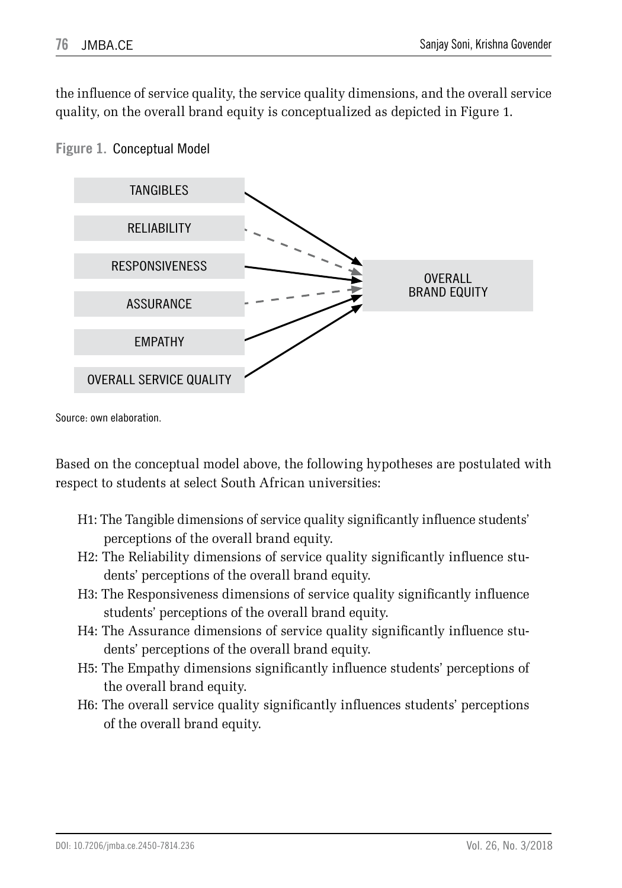the influence of service quality, the service quality dimensions, and the overall service quality, on the overall brand equity is conceptualized as depicted in Figure 1.

**Figure 1.** Conceptual Model

TANGIBLES

RELIABILITY

RESPONSIVENESS

ASSURANCE

EMPATHY

OVERALL SERVICE QUALITY

OVERALL BRAND EQUITY

Source: own elaboration.

Based on the conceptual model above, the following hypotheses are postulated with respect to students at select South African universities:

- H1: The Tangible dimensions of service quality significantly influence students' perceptions of the overall brand equity.
- H2: The Reliability dimensions of service quality significantly influence students' perceptions of the overall brand equity.
- H3: The Responsiveness dimensions of service quality significantly influence students' perceptions of the overall brand equity.
- H4: The Assurance dimensions of service quality significantly influence students' perceptions of the overall brand equity.
- H5: The Empathy dimensions significantly influence students' perceptions of the overall brand equity.
- H6: The overall service quality significantly influences students' perceptions of the overall brand equity.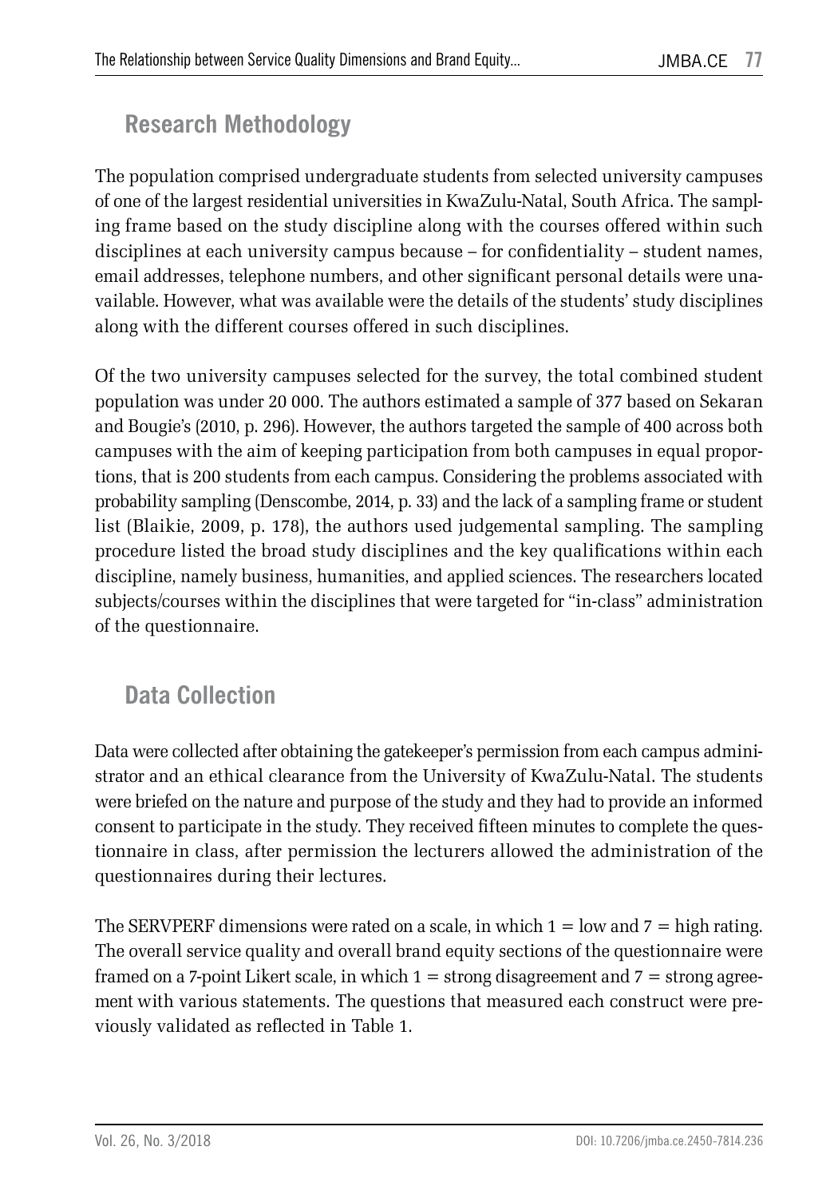## Research Methodology

The population comprised undergraduate students from selected university campuses of one of the largest residential universities in KwaZulu-Natal, South Africa. The sampling frame based on the study discipline along with the courses offered within such disciplines at each university campus because – for confidentiality – student names, email addresses, telephone numbers, and other significant personal details were unavailable. However, what was available were the details of the students' study disciplines along with the different courses offered in such disciplines.

Of the two university campuses selected for the survey, the total combined student population was under 20 000. The authors estimated a sample of 377 based on Sekaran and Bougie's (2010, p. 296). However, the authors targeted the sample of 400 across both campuses with the aim of keeping participation from both campuses in equal proportions, that is 200 students from each campus. Considering the problems associated with probability sampling (Denscombe, 2014, p. 33) and the lack of a sampling frame or student list (Blaikie, 2009, p. 178), the authors used judgemental sampling. The sampling procedure listed the broad study disciplines and the key qualifications within each discipline, namely business, humanities, and applied sciences. The researchers located subjects/courses within the disciplines that were targeted for "in-class" administration of the questionnaire.

## Data Collection

Data were collected after obtaining the gatekeeper's permission from each campus administrator and an ethical clearance from the University of KwaZulu-Natal. The students were briefed on the nature and purpose of the study and they had to provide an informed consent to participate in the study. They received fifteen minutes to complete the questionnaire in class, after permission the lecturers allowed the administration of the questionnaires during their lectures.

The SERVPERF dimensions were rated on a scale, in which 1 = low and 7 = high rating. The overall service quality and overall brand equity sections of the questionnaire were framed on a 7-point Likert scale, in which 1 = strong disagreement and 7 = strong agreement with various statements. The questions that measured each construct were previously validated as reflected in Table 1.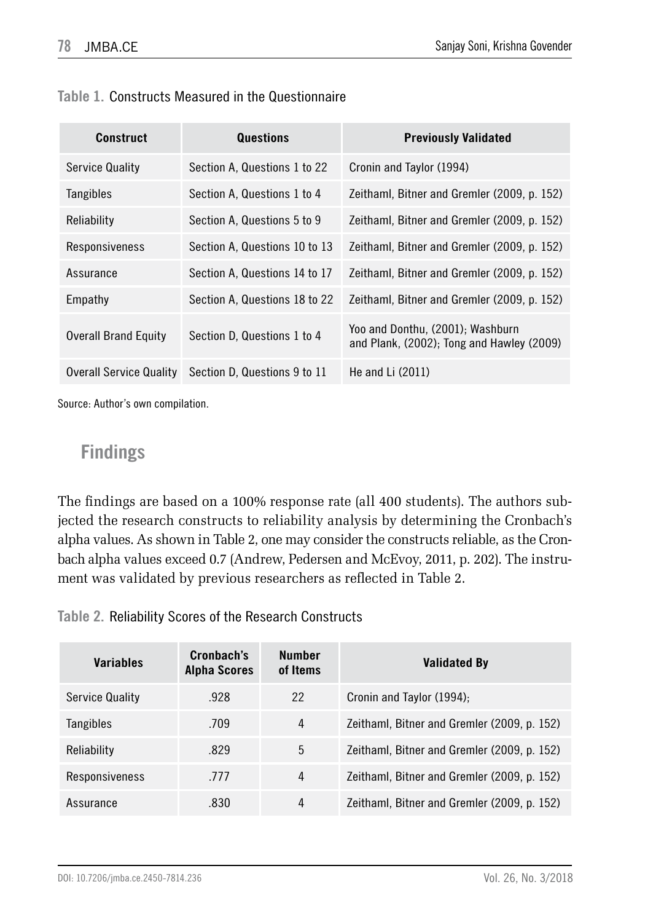**Table 1.** Constructs Measured in the Questionnaire

| Construct | Questions | Previously Validated |
|---|---|---|
| Service Quality | Section A, Questions 1 to 22 | Cronin and Taylor (1994) |
| Tangibles | Section A, Questions 1 to 4 | Zeithaml, Bitner and Gremler (2009, p. 152) |
| Reliability | Section A, Questions 5 to 9 | Zeithaml, Bitner and Gremler (2009, p. 152) |
| Responsiveness | Section A, Questions 10 to 13 | Zeithaml, Bitner and Gremler (2009, p. 152) |
| Assurance | Section A, Questions 14 to 17 | Zeithaml, Bitner and Gremler (2009, p. 152) |
| Empathy | Section A, Questions 18 to 22 | Zeithaml, Bitner and Gremler (2009, p. 152) |
| Overall Brand Equity | Section D, Questions 1 to 4 | Yoo and Donthu, (2001); Washburn and Plank, (2002); Tong and Hawley (2009) |
| Overall Service Quality | Section D, Questions 9 to 11 | He and Li (2011) |

Source: Author's own compilation.

## Findings

The findings are based on a 100% response rate (all 400 students). The authors subjected the research constructs to reliability analysis by determining the Cronbach's alpha values. As shown in Table 2, one may consider the constructs reliable, as the Cronbach alpha values exceed 0.7 (Andrew, Pedersen and McEvoy, 2011, p. 202). The instrument was validated by previous researchers as reflected in Table 2.

**Table 2.** Reliability Scores of the Research Constructs

| Variables | Cronbach's Alpha Scores | Number of Items | Validated By |
|---|---|---|---|
| Service Quality | .928 | 22 | Cronin and Taylor (1994); |
| Tangibles | .709 | 4 | Zeithaml, Bitner and Gremler (2009, p. 152) |
| Reliability | .829 | 5 | Zeithaml, Bitner and Gremler (2009, p. 152) |
| Responsiveness | .777 | 4 | Zeithaml, Bitner and Gremler (2009, p. 152) |
| Assurance | .830 | 4 | Zeithaml, Bitner and Gremler (2009, p. 152) |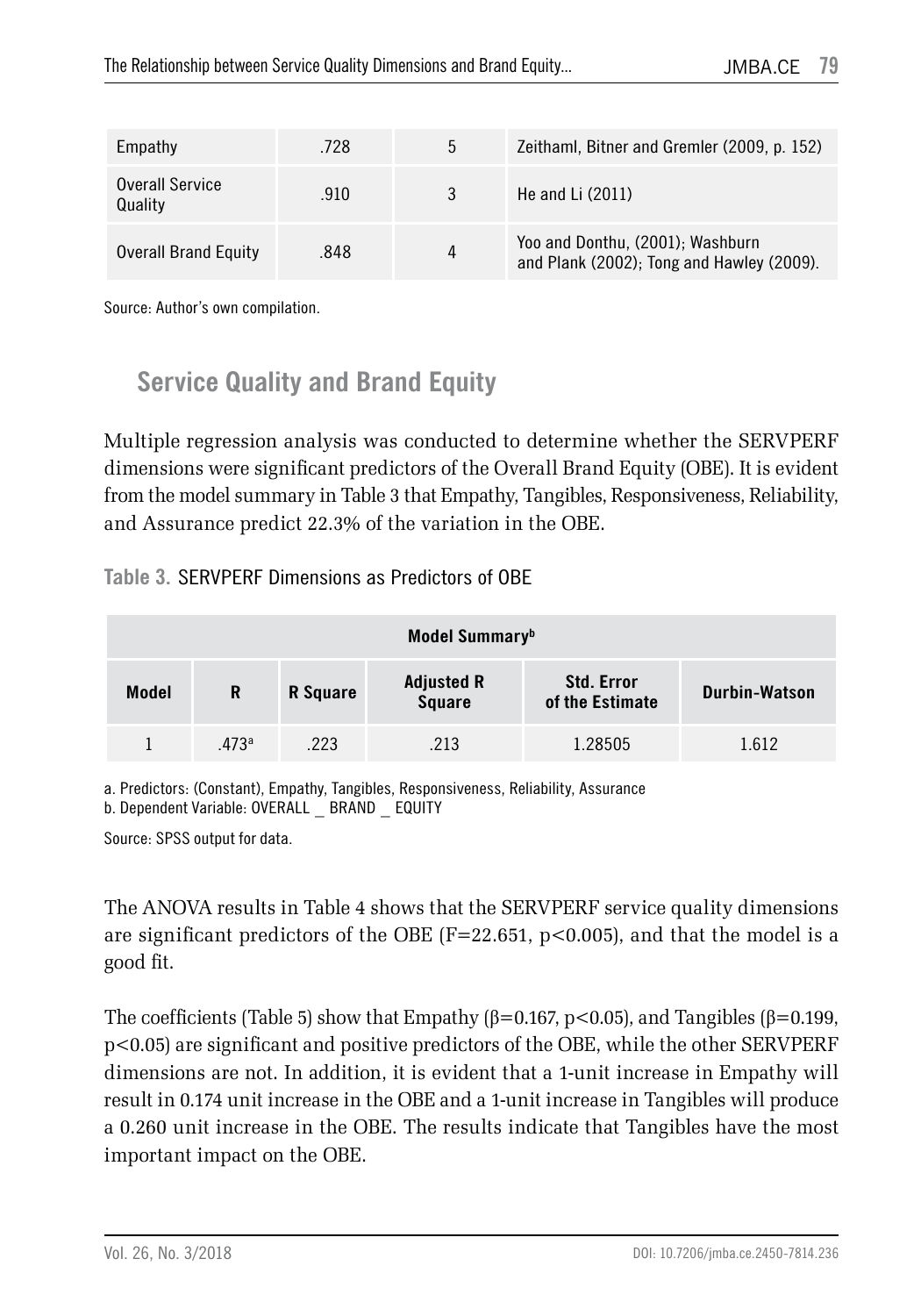| Empathy | .728 | 5 | Zeithaml, Bitner and Gremler (2009, p. 152) |
|---|---|---|---|
| Overall Service Quality | .910 | 3 | He and Li (2011) |
| Overall Brand Equity | .848 | 4 | Yoo and Donthu, (2001); Washburn and Plank (2002); Tong and Hawley (2009). |

Source: Author's own compilation.

## Service Quality and Brand Equity

Multiple regression analysis was conducted to determine whether the SERVPERF dimensions were significant predictors of the Overall Brand Equity (OBE). It is evident from the model summary in Table 3 that Empathy, Tangibles, Responsiveness, Reliability, and Assurance predict 22.3% of the variation in the OBE.

**Table 3.** SERVPERF Dimensions as Predictors of OBE

| Model Summary[b] | | | | | |
|---|---|---|---|---|---|
| **Model** | **R** | **R Square** | **Adjusted R Square** | **Std. Error of the Estimate** | **Durbin-Watson** |
| 1 | .473[a] | .223 | .213 | 1.28505 | 1.612 |

a. Predictors: (Constant), Empathy, Tangibles, Responsiveness, Reliability, Assurance
b. Dependent Variable: OVERALL _ BRAND _ EQUITY

Source: SPSS output for data.

The ANOVA results in Table 4 shows that the SERVPERF service quality dimensions are significant predictors of the OBE ($F=22.651$, $p<0.005$), and that the model is a good fit.

The coefficients (Table 5) show that Empathy ($\beta=0.167$, $p<0.05$), and Tangibles ($\beta=0.199$, $p<0.05$) are significant and positive predictors of the OBE, while the other SERVPERF dimensions are not. In addition, it is evident that a 1-unit increase in Empathy will result in 0.174 unit increase in the OBE and a 1-unit increase in Tangibles will produce a 0.260 unit increase in the OBE. The results indicate that Tangibles have the most important impact on the OBE.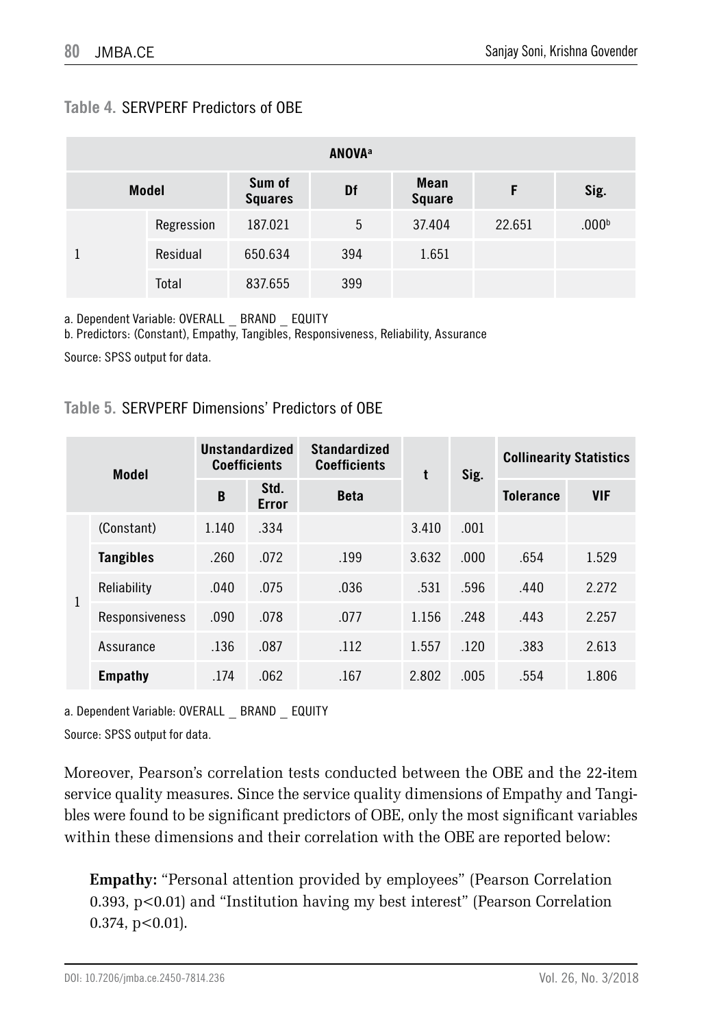**Table 4.** SERVPERF Predictors of OBE

| ANOVA[a] | | | | | | |
|---|---|---|---|---|---|---|
| Model | | Sum of Squares | Df | Mean Square | F | Sig. |
| 1 | Regression | 187.021 | 5 | 37.404 | 22.651 | .000[b] |
| | Residual | 650.634 | 394 | 1.651 | | |
| | Total | 837.655 | 399 | | | |

a. Dependent Variable: OVERALL _ BRAND _ EQUITY

b. Predictors: (Constant), Empathy, Tangibles, Responsiveness, Reliability, Assurance

Source: SPSS output for data.

**Table 5.** SERVPERF Dimensions' Predictors of OBE

| Model | | Unstandardized Coefficients | | Standardized Coefficients | t | Sig. | Collinearity Statistics | |
|---|---|---|---|---|---|---|---|---|
| | | B | Std. Error | Beta | | | Tolerance | VIF |
| 1 | (Constant) | 1.140 | .334 | | 3.410 | .001 | | |
| | **Tangibles** | .260 | .072 | .199 | 3.632 | .000 | .654 | 1.529 |
| | Reliability | .040 | .075 | .036 | .531 | .596 | .440 | 2.272 |
| | Responsiveness | .090 | .078 | .077 | 1.156 | .248 | .443 | 2.257 |
| | Assurance | .136 | .087 | .112 | 1.557 | .120 | .383 | 2.613 |
| | **Empathy** | .174 | .062 | .167 | 2.802 | .005 | .554 | 1.806 |

a. Dependent Variable: OVERALL _ BRAND _ EQUITY

Source: SPSS output for data.

Moreover, Pearson's correlation tests conducted between the OBE and the 22-item service quality measures. Since the service quality dimensions of Empathy and Tangibles were found to be significant predictors of OBE, only the most significant variables within these dimensions and their correlation with the OBE are reported below:

> **Empathy:** "Personal attention provided by employees" (Pearson Correlation 0.393, $p<0.01$) and "Institution having my best interest" (Pearson Correlation 0.374, $p<0.01$).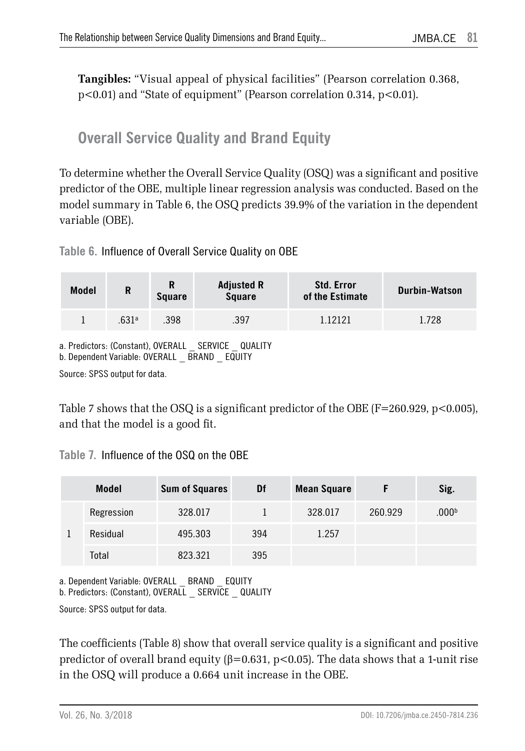**Tangibles:** "Visual appeal of physical facilities" (Pearson correlation 0.368, $p<0.01$) and "State of equipment" (Pearson correlation 0.314, $p<0.01$).

## Overall Service Quality and Brand Equity

To determine whether the Overall Service Quality (OSQ) was a significant and positive predictor of the OBE, multiple linear regression analysis was conducted. Based on the model summary in Table 6, the OSQ predicts 39.9% of the variation in the dependent variable (OBE).

**Table 6.** Influence of Overall Service Quality on OBE

| Model | R | R Square | Adjusted R Square | Std. Error of the Estimate | Durbin-Watson |
|---|---|---|---|---|---|
| 1 | .631[a] | .398 | .397 | 1.12121 | 1.728 |

a. Predictors: (Constant), OVERALL _ SERVICE _ QUALITY
b. Dependent Variable: OVERALL _ BRAND _ EQUITY

Source: SPSS output for data.

Table 7 shows that the OSQ is a significant predictor of the OBE ($F=260.929$, $p<0.005$), and that the model is a good fit.

**Table 7.** Influence of the OSQ on the OBE

| Model | | Sum of Squares | Df | Mean Square | F | Sig. |
|---|---|---|---|---|---|---|
| 1 | Regression | 328.017 | 1 | 328.017 | 260.929 | .000[b] |
| | Residual | 495.303 | 394 | 1.257 | | |
| | Total | 823.321 | 395 | | | |

a. Dependent Variable: OVERALL _ BRAND _ EQUITY
b. Predictors: (Constant), OVERALL _ SERVICE _ QUALITY

Source: SPSS output for data.

The coefficients (Table 8) show that overall service quality is a significant and positive predictor of overall brand equity ($\beta=0.631$, $p<0.05$). The data shows that a 1-unit rise in the OSQ will produce a 0.664 unit increase in the OBE.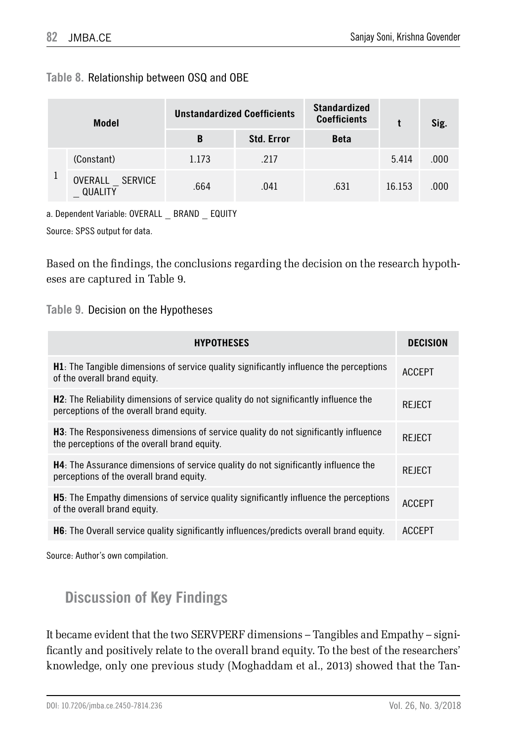**Table 8.** Relationship between OSQ and OBE

| Model | | Unstandardized Coefficients | | Standardized Coefficients | t | Sig. |
|---|---|---|---|---|---|---|
| | | B | Std. Error | Beta | | |
| 1 | (Constant) | 1.173 | .217 | | 5.414 | .000 |
| | OVERALL _ SERVICE _ QUALITY | .664 | .041 | .631 | 16.153 | .000 |

a. Dependent Variable: OVERALL _ BRAND _ EQUITY

Source: SPSS output for data.

Based on the findings, the conclusions regarding the decision on the research hypotheses are captured in Table 9.

**Table 9.** Decision on the Hypotheses

| HYPOTHESES | DECISION |
|---|---|
| **H1**: The Tangible dimensions of service quality significantly influence the perceptions of the overall brand equity. | ACCEPT |
| **H2**: The Reliability dimensions of service quality do not significantly influence the perceptions of the overall brand equity. | REJECT |
| **H3**: The Responsiveness dimensions of service quality do not significantly influence the perceptions of the overall brand equity. | REJECT |
| **H4**: The Assurance dimensions of service quality do not significantly influence the perceptions of the overall brand equity. | REJECT |
| **H5**: The Empathy dimensions of service quality significantly influence the perceptions of the overall brand equity. | ACCEPT |
| **H6**: The Overall service quality significantly influences/predicts overall brand equity. | ACCEPT |

Source: Author's own compilation.

## Discussion of Key Findings

It became evident that the two SERVPERF dimensions – Tangibles and Empathy – significantly and positively relate to the overall brand equity. To the best of the researchers' knowledge, only one previous study (Moghaddam et al., 2013) showed that the Tan-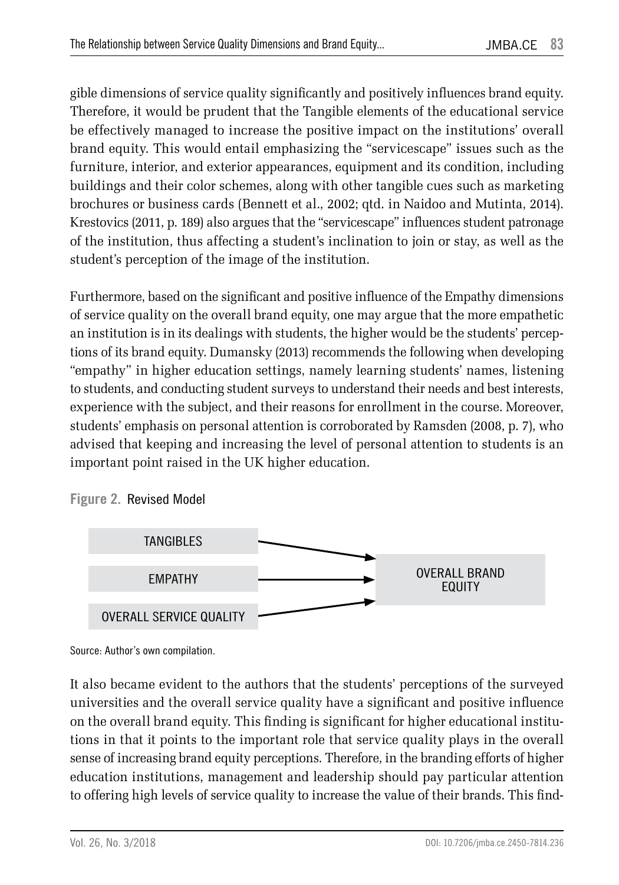gible dimensions of service quality significantly and positively influences brand equity. Therefore, it would be prudent that the Tangible elements of the educational service be effectively managed to increase the positive impact on the institutions' overall brand equity. This would entail emphasizing the "servicescape" issues such as the furniture, interior, and exterior appearances, equipment and its condition, including buildings and their color schemes, along with other tangible cues such as marketing brochures or business cards (Bennett et al., 2002; qtd. in Naidoo and Mutinta, 2014). Krestovics (2011, p. 189) also argues that the "servicescape" influences student patronage of the institution, thus affecting a student's inclination to join or stay, as well as the student's perception of the image of the institution.

Furthermore, based on the significant and positive influence of the Empathy dimensions of service quality on the overall brand equity, one may argue that the more empathetic an institution is in its dealings with students, the higher would be the students' perceptions of its brand equity. Dumansky (2013) recommends the following when developing "empathy" in higher education settings, namely learning students' names, listening to students, and conducting student surveys to understand their needs and best interests, experience with the subject, and their reasons for enrollment in the course. Moreover, students' emphasis on personal attention is corroborated by Ramsden (2008, p. 7), who advised that keeping and increasing the level of personal attention to students is an important point raised in the UK higher education.

**Figure 2.** Revised Model

TANGIBLES → OVERALL BRAND EQUITY

EMPATHY → OVERALL BRAND EQUITY

OVERALL SERVICE QUALITY → OVERALL BRAND EQUITY

Source: Author's own compilation.

It also became evident to the authors that the students' perceptions of the surveyed universities and the overall service quality have a significant and positive influence on the overall brand equity. This finding is significant for higher educational institutions in that it points to the important role that service quality plays in the overall sense of increasing brand equity perceptions. Therefore, in the branding efforts of higher education institutions, management and leadership should pay particular attention to offering high levels of service quality to increase the value of their brands. This find-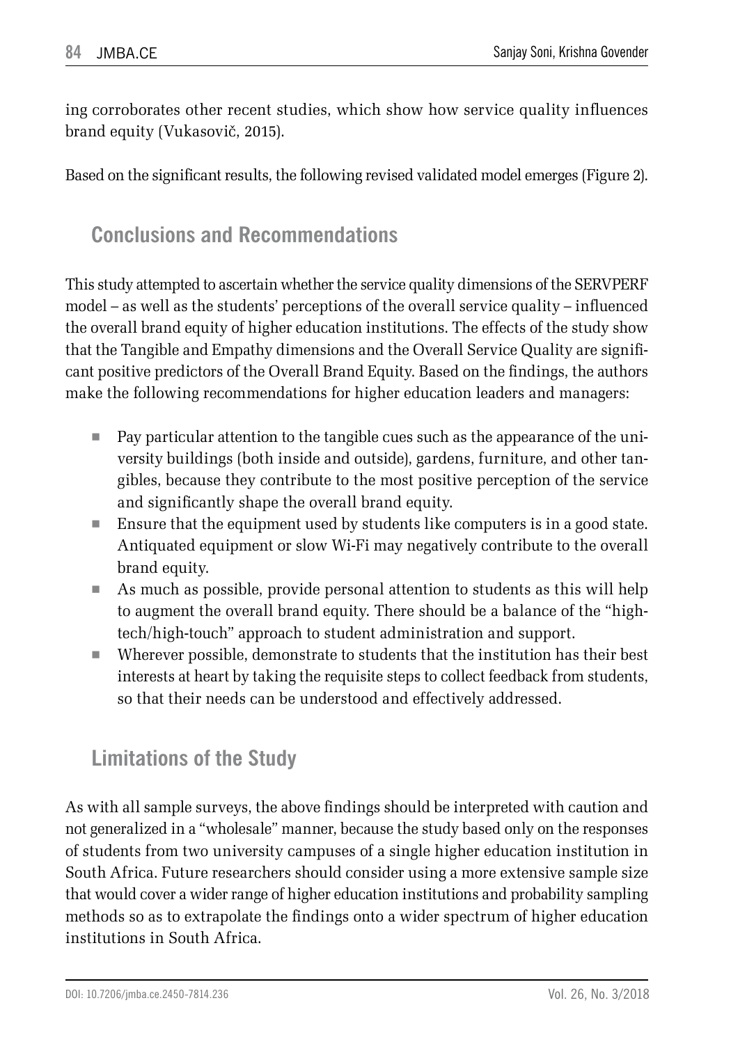ing corroborates other recent studies, which show how service quality influences brand equity (Vukasovič, 2015).

Based on the significant results, the following revised validated model emerges (Figure 2).

## Conclusions and Recommendations

This study attempted to ascertain whether the service quality dimensions of the SERVPERF model – as well as the students' perceptions of the overall service quality – influenced the overall brand equity of higher education institutions. The effects of the study show that the Tangible and Empathy dimensions and the Overall Service Quality are significant positive predictors of the Overall Brand Equity. Based on the findings, the authors make the following recommendations for higher education leaders and managers:

- Pay particular attention to the tangible cues such as the appearance of the university buildings (both inside and outside), gardens, furniture, and other tangibles, because they contribute to the most positive perception of the service and significantly shape the overall brand equity.
- Ensure that the equipment used by students like computers is in a good state. Antiquated equipment or slow Wi-Fi may negatively contribute to the overall brand equity.
- As much as possible, provide personal attention to students as this will help to augment the overall brand equity. There should be a balance of the "high-tech/high-touch" approach to student administration and support.
- Wherever possible, demonstrate to students that the institution has their best interests at heart by taking the requisite steps to collect feedback from students, so that their needs can be understood and effectively addressed.

## Limitations of the Study

As with all sample surveys, the above findings should be interpreted with caution and not generalized in a "wholesale" manner, because the study based only on the responses of students from two university campuses of a single higher education institution in South Africa. Future researchers should consider using a more extensive sample size that would cover a wider range of higher education institutions and probability sampling methods so as to extrapolate the findings onto a wider spectrum of higher education institutions in South Africa.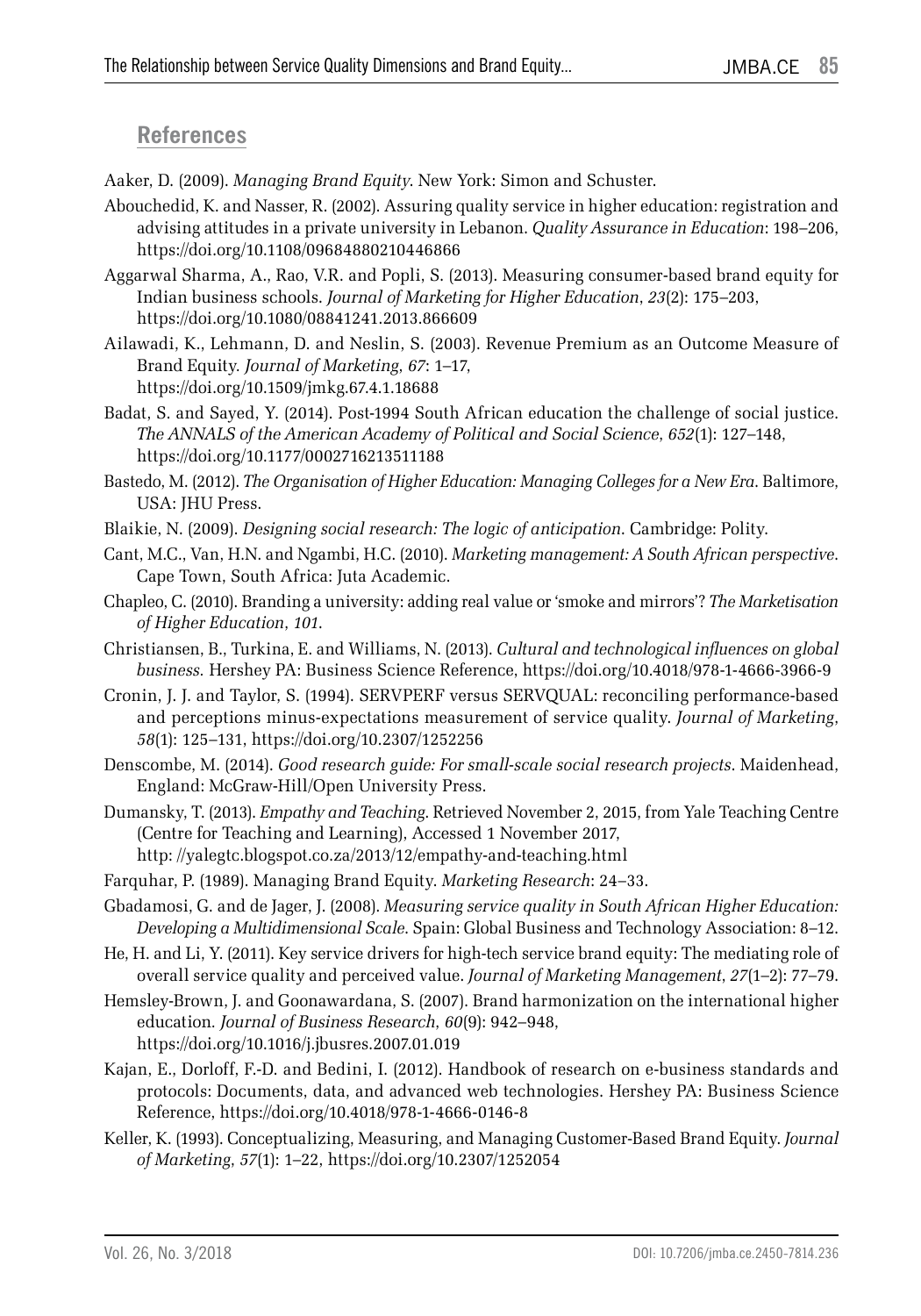## References

Aaker, D. (2009). *Managing Brand Equity*. New York: Simon and Schuster.

Abouchedid, K. and Nasser, R. (2002). Assuring quality service in higher education: registration and advising attitudes in a private university in Lebanon. *Quality Assurance in Education*: 198–206, https://doi.org/10.1108/09684880210446866

Aggarwal Sharma, A., Rao, V.R. and Popli, S. (2013). Measuring consumer-based brand equity for Indian business schools. *Journal of Marketing for Higher Education*, *23*(2): 175–203, https://doi.org/10.1080/08841241.2013.866609

Ailawadi, K., Lehmann, D. and Neslin, S. (2003). Revenue Premium as an Outcome Measure of Brand Equity. *Journal of Marketing*, *67*: 1–17, https://doi.org/10.1509/jmkg.67.4.1.18688

Badat, S. and Sayed, Y. (2014). Post-1994 South African education the challenge of social justice. *The ANNALS of the American Academy of Political and Social Science*, *652*(1): 127–148, https://doi.org/10.1177/0002716213511188

Bastedo, M. (2012). *The Organisation of Higher Education: Managing Colleges for a New Era*. Baltimore, USA: JHU Press.

Blaikie, N. (2009). *Designing social research: The logic of anticipation*. Cambridge: Polity.

Cant, M.C., Van, H.N. and Ngambi, H.C. (2010). *Marketing management: A South African perspective*. Cape Town, South Africa: Juta Academic.

Chapleo, C. (2010). Branding a university: adding real value or 'smoke and mirrors'? *The Marketisation of Higher Education*, *101*.

Christiansen, B., Turkina, E. and Williams, N. (2013). *Cultural and technological influences on global business.* Hershey PA: Business Science Reference, https://doi.org/10.4018/978-1-4666-3966-9

Cronin, J. J. and Taylor, S. (1994). SERVPERF versus SERVQUAL: reconciling performance-based and perceptions minus-expectations measurement of service quality. *Journal of Marketing*, *58*(1): 125–131, https://doi.org/10.2307/1252256

Denscombe, M. (2014). *Good research guide: For small-scale social research projects*. Maidenhead, England: McGraw-Hill/Open University Press.

Dumansky, T. (2013). *Empathy and Teaching*. Retrieved November 2, 2015, from Yale Teaching Centre (Centre for Teaching and Learning), Accessed 1 November 2017, http: //yalegtc.blogspot.co.za/2013/12/empathy-and-teaching.html

Farquhar, P. (1989). Managing Brand Equity. *Marketing Research*: 24–33.

Gbadamosi, G. and de Jager, J. (2008). *Measuring service quality in South African Higher Education: Developing a Multidimensional Scale.* Spain: Global Business and Technology Association: 8–12.

He, H. and Li, Y. (2011). Key service drivers for high-tech service brand equity: The mediating role of overall service quality and perceived value. *Journal of Marketing Management*, *27*(1–2): 77–79.

Hemsley-Brown, J. and Goonawardana, S. (2007). Brand harmonization on the international higher education. *Journal of Business Research*, *60*(9): 942–948, https://doi.org/10.1016/j.jbusres.2007.01.019

Kajan, E., Dorloff, F.-D. and Bedini, I. (2012). Handbook of research on e-business standards and protocols: Documents, data, and advanced web technologies. Hershey PA: Business Science Reference, https://doi.org/10.4018/978-1-4666-0146-8

Keller, K. (1993). Conceptualizing, Measuring, and Managing Customer-Based Brand Equity. *Journal of Marketing*, *57*(1): 1–22, https://doi.org/10.2307/1252054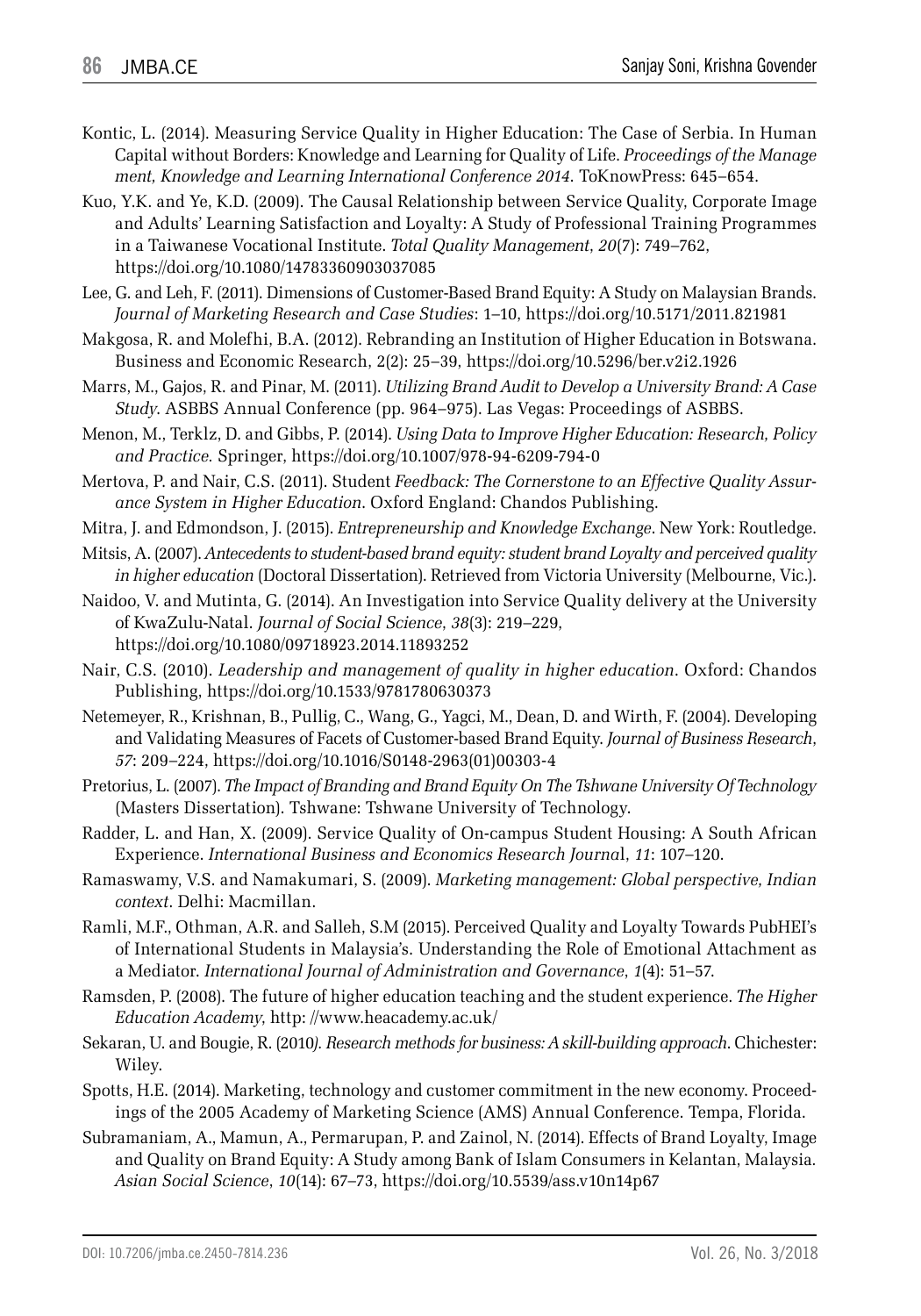Kontic, L. (2014). Measuring Service Quality in Higher Education: The Case of Serbia. In Human Capital without Borders: Knowledge and Learning for Quality of Life. *Proceedings of the Management, Knowledge and Learning International Conference 2014*. ToKnowPress: 645–654.

Kuo, Y.K. and Ye, K.D. (2009). The Causal Relationship between Service Quality, Corporate Image and Adults' Learning Satisfaction and Loyalty: A Study of Professional Training Programmes in a Taiwanese Vocational Institute. *Total Quality Management*, *20*(7): 749–762, https://doi.org/10.1080/14783360903037085

Lee, G. and Leh, F. (2011). Dimensions of Customer-Based Brand Equity: A Study on Malaysian Brands. *Journal of Marketing Research and Case Studies*: 1–10, https://doi.org/10.5171/2011.821981

Makgosa, R. and Molefhi, B.A. (2012). Rebranding an Institution of Higher Education in Botswana. Business and Economic Research, 2(2): 25–39, https://doi.org/10.5296/ber.v2i2.1926

Marrs, M., Gajos, R. and Pinar, M. (2011). *Utilizing Brand Audit to Develop a University Brand: A Case Study*. ASBBS Annual Conference (pp. 964–975). Las Vegas: Proceedings of ASBBS.

Menon, M., Terklz, D. and Gibbs, P. (2014). *Using Data to Improve Higher Education: Research, Policy and Practice*. Springer, https://doi.org/10.1007/978-94-6209-794-0

Mertova, P. and Nair, C.S. (2011). Student *Feedback: The Cornerstone to an Effective Quality Assurance System in Higher Education*. Oxford England: Chandos Publishing.

Mitra, J. and Edmondson, J. (2015). *Entrepreneurship and Knowledge Exchange*. New York: Routledge.

Mitsis, A. (2007). *Antecedents to student-based brand equity: student brand Loyalty and perceived quality in higher education* (Doctoral Dissertation). Retrieved from Victoria University (Melbourne, Vic.).

Naidoo, V. and Mutinta, G. (2014). An Investigation into Service Quality delivery at the University of KwaZulu-Natal. *Journal of Social Science*, *38*(3): 219–229, https://doi.org/10.1080/09718923.2014.11893252

Nair, C.S. (2010). *Leadership and management of quality in higher education*. Oxford: Chandos Publishing, https://doi.org/10.1533/9781780630373

Netemeyer, R., Krishnan, B., Pullig, C., Wang, G., Yagci, M., Dean, D. and Wirth, F. (2004). Developing and Validating Measures of Facets of Customer-based Brand Equity. *Journal of Business Research*, *57*: 209–224, https://doi.org/10.1016/S0148-2963(01)00303-4

Pretorius, L. (2007). *The Impact of Branding and Brand Equity On The Tshwane University Of Technology* (Masters Dissertation). Tshwane: Tshwane University of Technology.

Radder, L. and Han, X. (2009). Service Quality of On-campus Student Housing: A South African Experience. *International Business and Economics Research Journa*l, *11*: 107–120.

Ramaswamy, V.S. and Namakumari, S. (2009). *Marketing management: Global perspective, Indian context*. Delhi: Macmillan.

Ramli, M.F., Othman, A.R. and Salleh, S.M (2015). Perceived Quality and Loyalty Towards PubHEI's of International Students in Malaysia's. Understanding the Role of Emotional Attachment as a Mediator. *International Journal of Administration and Governance*, *1*(4): 51–57.

Ramsden, P. (2008). The future of higher education teaching and the student experience. *The Higher Education Academy*, http: //www.heacademy.ac.uk/

Sekaran, U. and Bougie, R. (2010*). Research methods for business: A skill-building approach*. Chichester: Wiley.

Spotts, H.E. (2014). Marketing, technology and customer commitment in the new economy. Proceedings of the 2005 Academy of Marketing Science (AMS) Annual Conference. Tempa, Florida.

Subramaniam, A., Mamun, A., Permarupan, P. and Zainol, N. (2014). Effects of Brand Loyalty, Image and Quality on Brand Equity: A Study among Bank of Islam Consumers in Kelantan, Malaysia. *Asian Social Science*, *10*(14): 67–73, https://doi.org/10.5539/ass.v10n14p67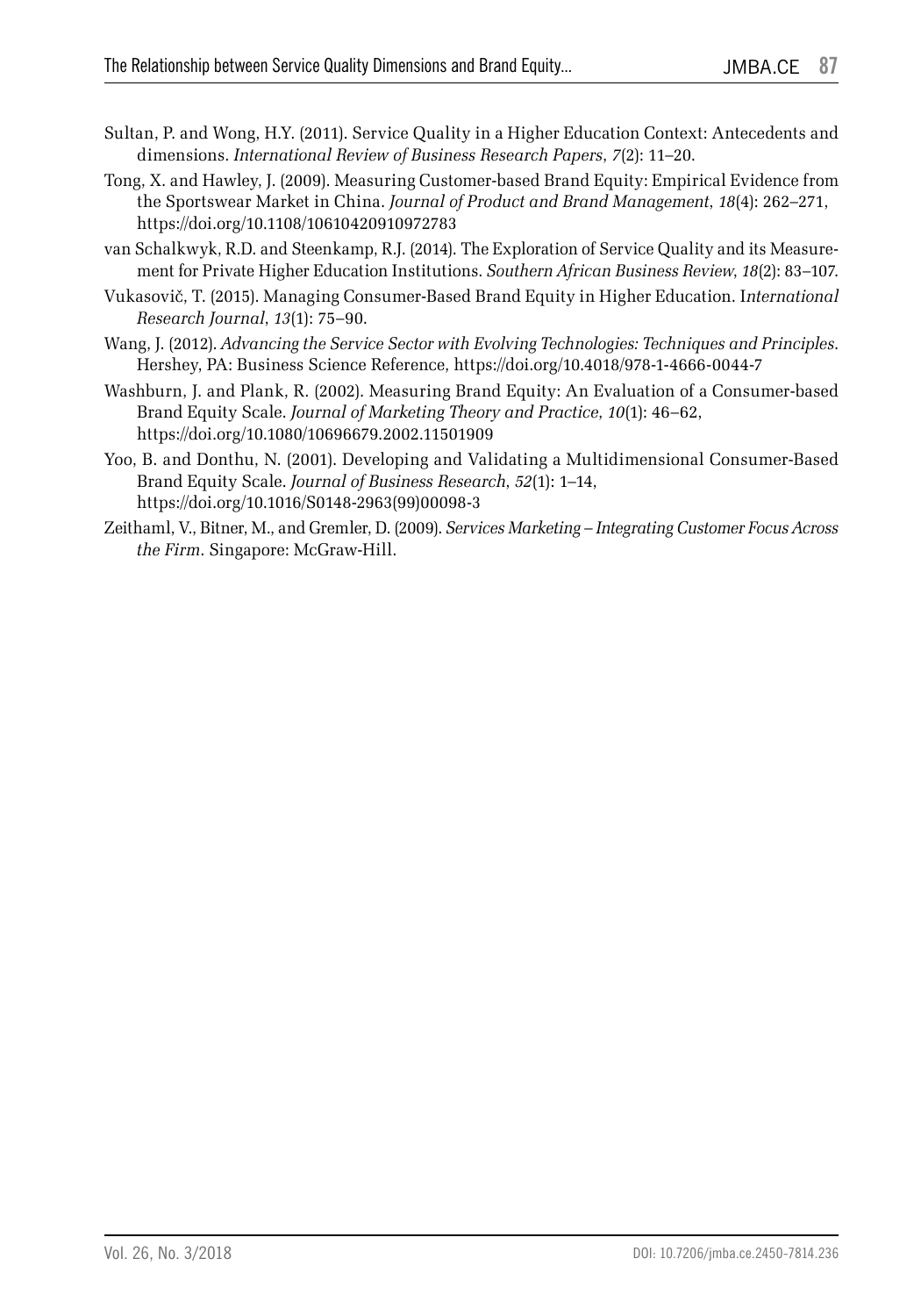Sultan, P. and Wong, H.Y. (2011). Service Quality in a Higher Education Context: Antecedents and dimensions. *International Review of Business Research Papers*, *7*(2): 11–20.

Tong, X. and Hawley, J. (2009). Measuring Customer-based Brand Equity: Empirical Evidence from the Sportswear Market in China. *Journal of Product and Brand Management*, *18*(4): 262–271, https://doi.org/10.1108/10610420910972783

van Schalkwyk, R.D. and Steenkamp, R.J. (2014). The Exploration of Service Quality and its Measurement for Private Higher Education Institutions. *Southern African Business Review*, *18*(2): 83–107.

Vukasovič, T. (2015). Managing Consumer-Based Brand Equity in Higher Education. I*nternational Research Journal*, *13*(1): 75–90.

Wang, J. (2012). *Advancing the Service Sector with Evolving Technologies: Techniques and Principles*. Hershey, PA: Business Science Reference, https://doi.org/10.4018/978-1-4666-0044-7

Washburn, J. and Plank, R. (2002). Measuring Brand Equity: An Evaluation of a Consumer-based Brand Equity Scale. *Journal of Marketing Theory and Practice*, *10*(1): 46–62, https://doi.org/10.1080/10696679.2002.11501909

Yoo, B. and Donthu, N. (2001). Developing and Validating a Multidimensional Consumer-Based Brand Equity Scale. *Journal of Business Research*, *52*(1): 1–14, https://doi.org/10.1016/S0148-2963(99)00098-3

Zeithaml, V., Bitner, M., and Gremler, D. (2009). *Services Marketing – Integrating Customer Focus Across the Firm*. Singapore: McGraw-Hill.